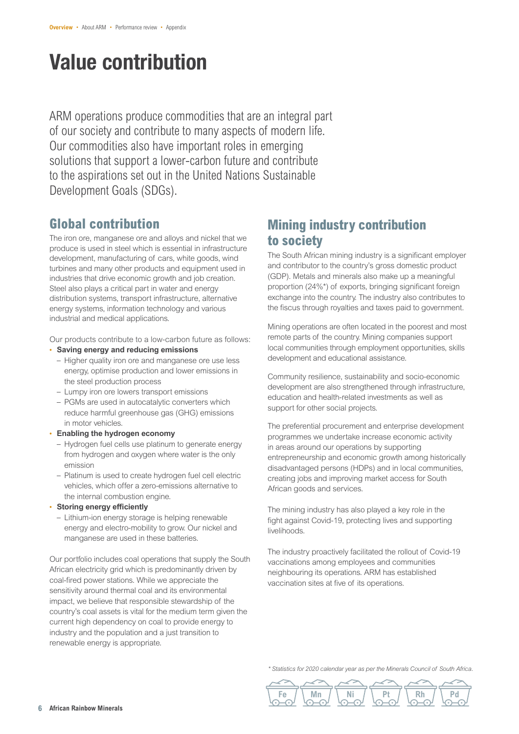# Value contribution

ARM operations produce commodities that are an integral part of our society and contribute to many aspects of modern life. Our commodities also have important roles in emerging solutions that support a lower-carbon future and contribute to the aspirations set out in the United Nations Sustainable Development Goals (SDGs).

## Global contribution

The iron ore, manganese ore and alloys and nickel that we produce is used in steel which is essential in infrastructure development, manufacturing of cars, white goods, wind turbines and many other products and equipment used in industries that drive economic growth and job creation. Steel also plays a critical part in water and energy distribution systems, transport infrastructure, alternative energy systems, information technology and various industrial and medical applications.

Our products contribute to a low-carbon future as follows:

- **Saving energy and reducing emissions**
  - Higher quality iron ore and manganese ore use less energy, optimise production and lower emissions in the steel production process
  - Lumpy iron ore lowers transport emissions
  - PGMs are used in autocatalytic converters which reduce harmful greenhouse gas (GHG) emissions in motor vehicles.
- **Enabling the hydrogen economy**
  - Hydrogen fuel cells use platinum to generate energy from hydrogen and oxygen where water is the only emission
  - Platinum is used to create hydrogen fuel cell electric vehicles, which offer a zero-emissions alternative to the internal combustion engine.
- **Storing energy efficiently**
  - Lithium-ion energy storage is helping renewable energy and electro-mobility to grow. Our nickel and manganese are used in these batteries.

Our portfolio includes coal operations that supply the South African electricity grid which is predominantly driven by coal-fired power stations. While we appreciate the sensitivity around thermal coal and its environmental impact, we believe that responsible stewardship of the country's coal assets is vital for the medium term given the current high dependency on coal to provide energy to industry and the population and a just transition to renewable energy is appropriate.

## Mining industry contribution to society

The South African mining industry is a significant employer and contributor to the country's gross domestic product (GDP). Metals and minerals also make up a meaningful proportion (24%*) of exports, bringing significant foreign exchange into the country. The industry also contributes to the fiscus through royalties and taxes paid to government.

Mining operations are often located in the poorest and most remote parts of the country. Mining companies support local communities through employment opportunities, skills development and educational assistance.

Community resilience, sustainability and socio-economic development are also strengthened through infrastructure, education and health-related investments as well as support for other social projects.

The preferential procurement and enterprise development programmes we undertake increase economic activity in areas around our operations by supporting entrepreneurship and economic growth among historically disadvantaged persons (HDPs) and in local communities, creating jobs and improving market access for South African goods and services.

The mining industry has also played a key role in the fight against Covid-19, protecting lives and supporting livelihoods.

The industry proactively facilitated the rollout of Covid-19 vaccinations among employees and communities neighbouring its operations. ARM has established vaccination sites at five of its operations.

*\* Statistics for 2020 calendar year as per the Minerals Council of South Africa.*

Fe Mn Ni Pt Rh Pd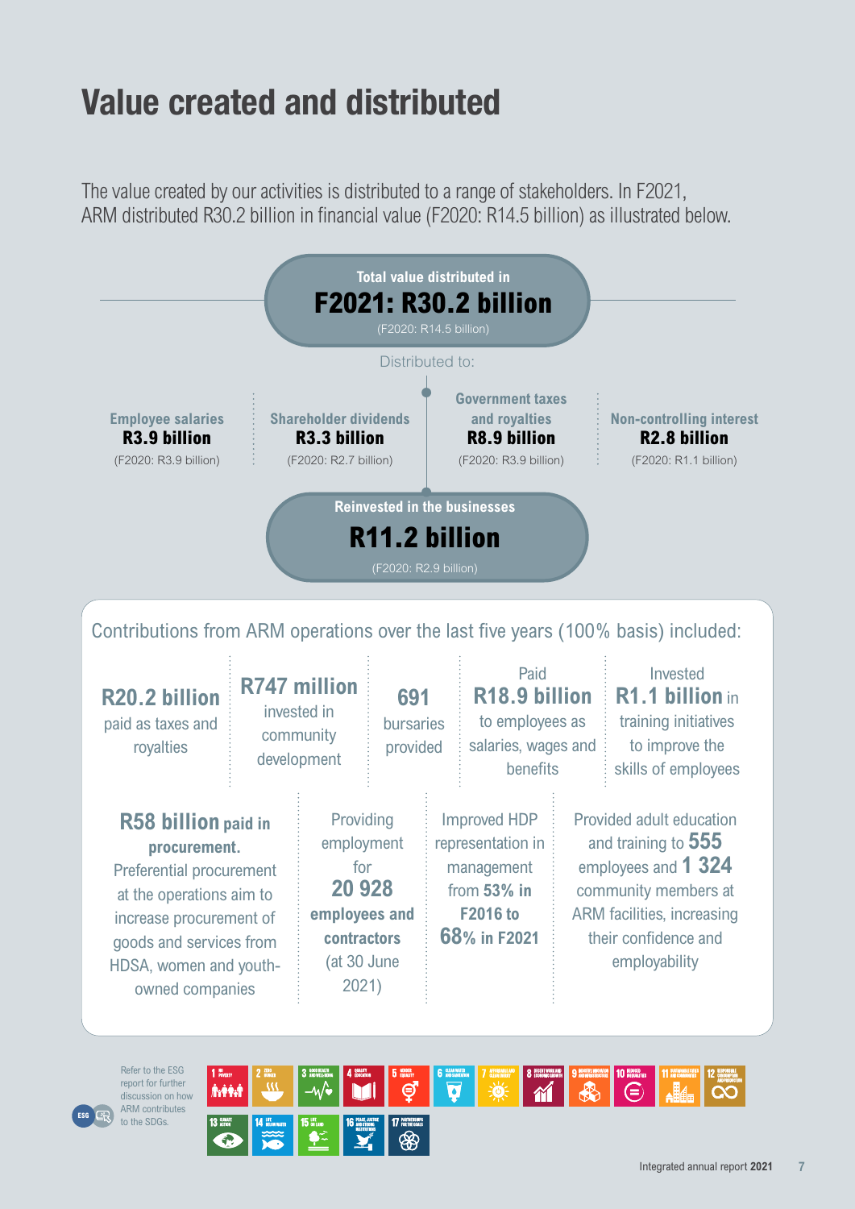# Value created and distributed

The value created by our activities is distributed to a range of stakeholders. In F2021, ARM distributed R30.2 billion in financial value (F2020: R14.5 billion) as illustrated below.

**Total value distributed in**
**F2021: R30.2 billion**
(F2020: R14.5 billion)

Distributed to:

**Employee salaries**
**R3.9 billion**
(F2020: R3.9 billion)

**Shareholder dividends**
**R3.3 billion**
(F2020: R2.7 billion)

**Government taxes and royalties**
**R8.9 billion**
(F2020: R3.9 billion)

**Non-controlling interest**
**R2.8 billion**
(F2020: R1.1 billion)

**Reinvested in the businesses**
**R11.2 billion**
(F2020: R2.9 billion)

Contributions from ARM operations over the last five years (100% basis) included:

- **R20.2 billion** paid as taxes and royalties
- **R747 million** invested in community development
- **691** bursaries provided
- Paid **R18.9 billion** to employees as salaries, wages and benefits
- Invested **R1.1 billion** in training initiatives to improve the skills of employees
- **R58 billion paid in procurement.** Preferential procurement at the operations aim to increase procurement of goods and services from HDSA, women and youth-owned companies
- Providing employment for **20 928 employees and contractors** (at 30 June 2021)
- Improved HDP representation in management from **53% in F2016** to **68% in F2021**
- Provided adult education and training to **555** employees and **1 324** community members at ARM facilities, increasing their confidence and employability

Refer to the ESG report for further discussion on how ARM contributes to the SDGs.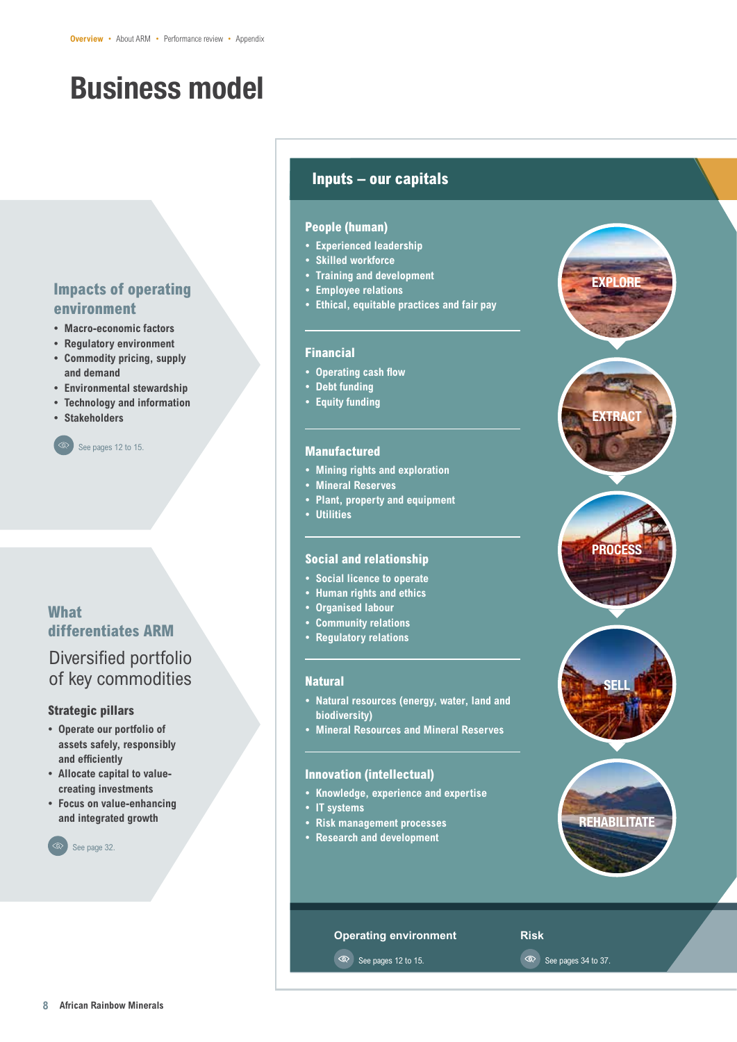# Business model

## Impacts of operating environment

- Macro-economic factors
- Regulatory environment
- Commodity pricing, supply and demand
- Environmental stewardship
- Technology and information
- Stakeholders

See pages 12 to 15.

## What differentiates ARM

Diversified portfolio of key commodities

### Strategic pillars

- Operate our portfolio of assets safely, responsibly and efficiently
- Allocate capital to value-creating investments
- Focus on value-enhancing and integrated growth

See page 32.

## Inputs – our capitals

### People (human)

- Experienced leadership
- Skilled workforce
- Training and development
- Employee relations
- Ethical, equitable practices and fair pay

### Financial

- Operating cash flow
- Debt funding
- Equity funding

### Manufactured

- Mining rights and exploration
- Mineral Reserves
- Plant, property and equipment
- Utilities

### Social and relationship

- Social licence to operate
- Human rights and ethics
- Organised labour
- Community relations
- Regulatory relations

### Natural

- Natural resources (energy, water, land and biodiversity)
- Mineral Resources and Mineral Reserves

### Innovation (intellectual)

- Knowledge, experience and expertise
- IT systems
- Risk management processes
- Research and development

EXPLORE

EXTRACT

PROCESS

SELL

REHABILITATE

**Operating environment**

See pages 12 to 15.

**Risk**

See pages 34 to 37.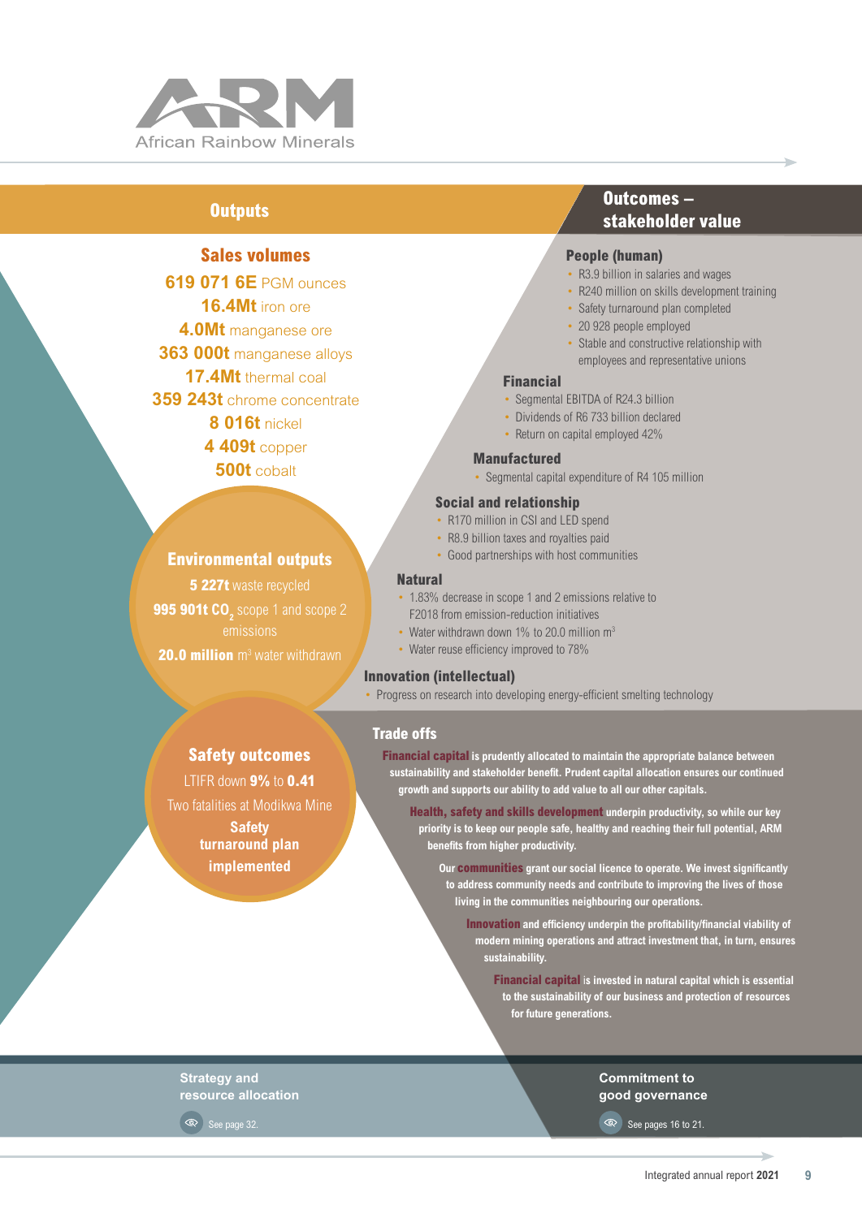African Rainbow Minerals

## Outputs

### Sales volumes

**619 071 6E** PGM ounces
**16.4Mt** iron ore
**4.0Mt** manganese ore
**363 000t** manganese alloys
**17.4Mt** thermal coal
**359 243t** chrome concentrate
**8 016t** nickel
**4 409t** copper
**500t** cobalt

### Environmental outputs

**5 227t** waste recycled
**995 901t $CO_2$** scope 1 and scope 2 emissions
**20.0 million** $m^3$ water withdrawn

### Safety outcomes

LTIFR down **9%** to **0.41**
Two fatalities at Modikwa Mine
**Safety turnaround plan implemented**

## Outcomes – stakeholder value

### People (human)

- R3.9 billion in salaries and wages
- R240 million on skills development training
- Safety turnaround plan completed
- 20 928 people employed
- Stable and constructive relationship with employees and representative unions

### Financial

- Segmental EBITDA of R24.3 billion
- Dividends of R6 733 billion declared
- Return on capital employed 42%

### Manufactured

- Segmental capital expenditure of R4 105 million

### Social and relationship

- R170 million in CSI and LED spend
- R8.9 billion taxes and royalties paid
- Good partnerships with host communities

### Natural

- 1.83% decrease in scope 1 and 2 emissions relative to F2018 from emission-reduction initiatives
- Water withdrawn down 1% to 20.0 million $m^3$
- Water reuse efficiency improved to 78%

### Innovation (intellectual)

- Progress on research into developing energy-efficient smelting technology

### Trade offs

**Financial capital is prudently allocated to maintain the appropriate balance between sustainability and stakeholder benefit. Prudent capital allocation ensures our continued growth and supports our ability to add value to all our other capitals.**

**Health, safety and skills development underpin productivity, so while our key priority is to keep our people safe, healthy and reaching their full potential, ARM benefits from higher productivity.**

**Our communities grant our social licence to operate. We invest significantly to address community needs and contribute to improving the lives of those living in the communities neighbouring our operations.**

**Innovation and efficiency underpin the profitability/financial viability of modern mining operations and attract investment that, in turn, ensures sustainability.**

**Financial capital is invested in natural capital which is essential to the sustainability of our business and protection of resources for future generations.**

**Strategy and resource allocation**
See page 32.

**Commitment to good governance**
See pages 16 to 21.